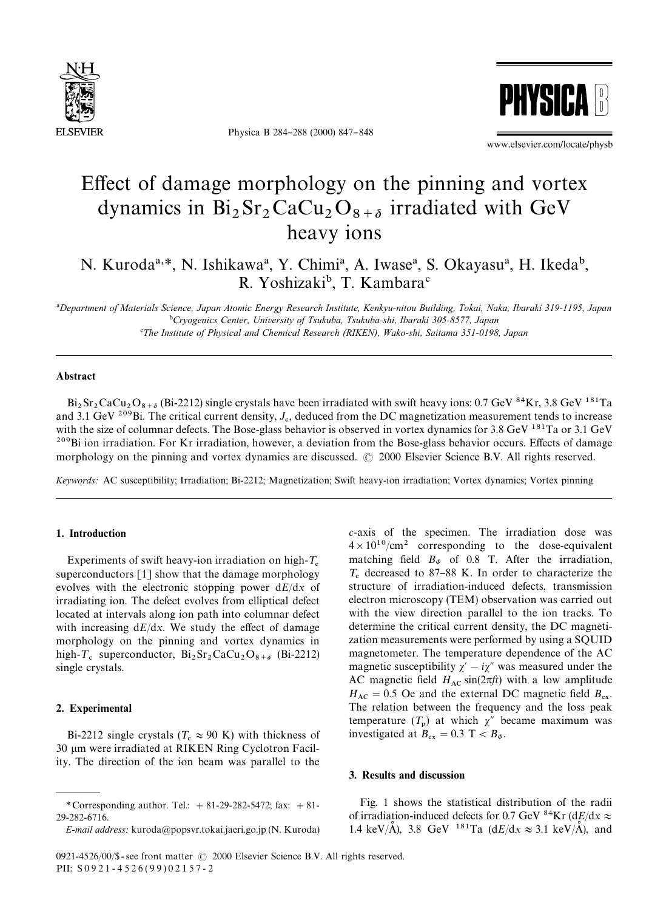# Effect of damage morphology on the pinning and vortex dynamics in $Bi_2Sr_2CaCu_2O_{8+\delta}$ irradiated with GeV heavy ions

N. Kuroda[a,*], N. Ishikawa[a], Y. Chimi[a], A. Iwase[a], S. Okayasu[a], H. Ikeda[b], R. Yoshizaki[b], T. Kambara[c]

[a]Department of Materials Science, Japan Atomic Energy Research Institute, Kenkyu-nitou Building, Tokai, Naka, Ibaraki 319-1195, Japan

[b]Cryogenics Center, University of Tsukuba, Tsukuba-shi, Ibaraki 305-8577, Japan

[c]The Institute of Physical and Chemical Research (RIKEN), Wako-shi, Saitama 351-0198, Japan

## Abstract

$Bi_2Sr_2CaCu_2O_{8+\delta}$ (Bi-2212) single crystals have been irradiated with swift heavy ions: 0.7 GeV $^{84}$Kr, 3.8 GeV $^{181}$Ta and 3.1 GeV $^{209}$Bi. The critical current density, $J_c$, deduced from the DC magnetization measurement tends to increase with the size of columnar defects. The Bose-glass behavior is observed in vortex dynamics for 3.8 GeV $^{181}$Ta or 3.1 GeV $^{209}$Bi ion irradiation. For Kr irradiation, however, a deviation from the Bose-glass behavior occurs. Effects of damage morphology on the pinning and vortex dynamics are discussed. © 2000 Elsevier Science B.V. All rights reserved.

*Keywords:* AC susceptibility; Irradiation; Bi-2212; Magnetization; Swift heavy-ion irradiation; Vortex dynamics; Vortex pinning

## 1. Introduction

Experiments of swift heavy-ion irradiation on high-$T_c$ superconductors [1] show that the damage morphology evolves with the electronic stopping power $dE/dx$ of irradiating ion. The defect evolves from elliptical defect located at intervals along ion path into columnar defect with increasing $dE/dx$. We study the effect of damage morphology on the pinning and vortex dynamics in high-$T_c$ superconductor, $Bi_2Sr_2CaCu_2O_{8+\delta}$ (Bi-2212) single crystals.

## 2. Experimental

Bi-2212 single crystals ($T_c \approx 90$ K) with thickness of 30 μm were irradiated at RIKEN Ring Cyclotron Facility. The direction of the ion beam was parallel to the $c$-axis of the specimen. The irradiation dose was $4 \times 10^{10}/\mathrm{cm}^2$ corresponding to the dose-equivalent matching field $B_\Phi$ of 0.8 T. After the irradiation, $T_c$ decreased to 87–88 K. In order to characterize the structure of irradiation-induced defects, transmission electron microscopy (TEM) observation was carried out with the view direction parallel to the ion tracks. To determine the critical current density, the DC magnetization measurements were performed by using a SQUID magnetometer. The temperature dependence of the AC magnetic susceptibility $\chi' - i\chi''$ was measured under the AC magnetic field $H_{AC}\sin(2\pi ft)$ with a low amplitude $H_{AC} = 0.5$ Oe and the external DC magnetic field $B_{ex}$. The relation between the frequency and the loss peak temperature ($T_p$) at which $\chi''$ became maximum was investigated at $B_{ex} = 0.3\ \mathrm{T} < B_\Phi$.

## 3. Results and discussion

Fig. 1 shows the statistical distribution of the radii of irradiation-induced defects for 0.7 GeV $^{84}$Kr ($dE/dx \approx 1.4$ keV/Å), 3.8 GeV $^{181}$Ta ($dE/dx \approx 3.1$ keV/Å), and

---

\* Corresponding author. Tel.: + 81-29-282-5472; fax: + 81-29-282-6716.

*E-mail address:* kuroda@popsvr.tokai.jaeri.go.jp (N. Kuroda)

0921-4526/00/$ - see front matter © 2000 Elsevier Science B.V. All rights reserved.
PII: S0921-4526(99)02157-2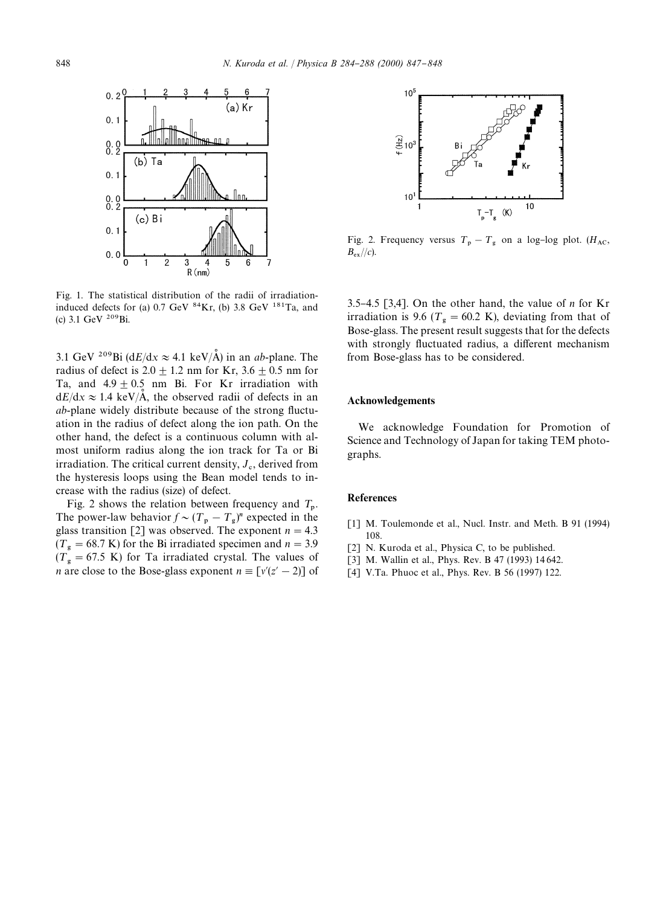0.2 0 1 2 3 4 5 6 7

(a) Kr

0.1

0.0

0.2

(b) Ta

0.1

0.0

0.2

(c) Bi

0.1

0.0

0 1 2 3 4 5 6 7

R (nm)

Fig. 1. The statistical distribution of the radii of irradiation-induced defects for (a) 0.7 GeV $^{84}$Kr, (b) 3.8 GeV $^{181}$Ta, and (c) 3.1 GeV $^{209}$Bi.

3.1 GeV $^{209}$Bi ($dE/dx \approx 4.1$ keV/Å) in an *ab*-plane. The radius of defect is $2.0 \pm 1.2$ nm for Kr, $3.6 \pm 0.5$ nm for Ta, and $4.9 \pm 0.5$ nm Bi. For Kr irradiation with $dE/dx \approx 1.4$ keV/Å, the observed radii of defects in an *ab*-plane widely distribute because of the strong fluctuation in the radius of defect along the ion path. On the other hand, the defect is a continuous column with almost uniform radius along the ion track for Ta or Bi irradiation. The critical current density, $J_c$, derived from the hysteresis loops using the Bean model tends to increase with the radius (size) of defect.

Fig. 2 shows the relation between frequency and $T_p$. The power-law behavior $f \sim (T_p - T_g)^n$ expected in the glass transition [2] was observed. The exponent $n = 4.3$ ($T_g = 68.7$ K) for the Bi irradiated specimen and $n = 3.9$ ($T_g = 67.5$ K) for Ta irradiated crystal. The values of $n$ are close to the Bose-glass exponent $n \equiv [v'(z' - 2)]$ of 3.5–4.5 [3,4]. On the other hand, the value of $n$ for Kr irradiation is 9.6 ($T_g = 60.2$ K), deviating from that of Bose-glass. The present result suggests that for the defects with strongly fluctuated radius, a different mechanism from Bose-glass has to be considered.

$10^5$

f (Hz)

$10^3$

$10^1$

Bi

Ta

Kr

1

10

$T_p - T_g$ (K)

Fig. 2. Frequency versus $T_p - T_g$ on a log–log plot. ($H_{AC}$, $B_{ex}//c$).

## Acknowledgements

We acknowledge Foundation for Promotion of Science and Technology of Japan for taking TEM photographs.

## References

[1] M. Toulemonde et al., Nucl. Instr. and Meth. B 91 (1994) 108.

[2] N. Kuroda et al., Physica C, to be published.

[3] M. Wallin et al., Phys. Rev. B 47 (1993) 14 642.

[4] V.Ta. Phuoc et al., Phys. Rev. B 56 (1997) 122.